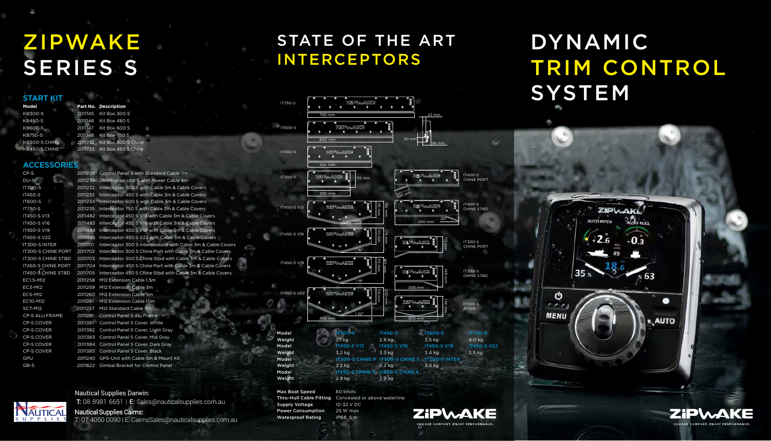# ZIPWAKE SERIES S

## START KIT

| Model | Part No. | Description |
|---|---|---|
| KB300-S | 2011145 | Kit Box 300 S |
| KB450-S | 2011146 | Kit Box 450 S |
| KB600-S | 2011147 | Kit Box 600 S |
| KB750-S | 2011148 | Kit Box 750 S |
| KB300-S CHINE | 2011732 | Kit Box 300 S Chine |
| KB450-S CHINE | 2011733 | Kit Box 450 S Chine |

## ACCESSORIES

| Model | Part No. | Description |
|---|---|---|
| CP-S | 2011238 | Control Panel S with Standard Cable 7m |
| DU-S | 2011239 | Distribution Unit S with Power Cable 4m |
| IT300-S | 2011232 | Interceptor 300 S with Cable 3m & Cable Covers |
| IT450-S | 2011233 | Interceptor 450 S with Cable 3m & Cable Covers |
| IT600-S | 2011234 | Interceptor 600 S with Cable 3m & Cable Covers |
| IT750-S | 2011235 | Interceptor 750 S with Cable 3m & Cable Covers |
| IT450-S V13 | 2011482 | Interceptor 450 S V13 with Cable 3m & Cable Covers |
| IT450-S V16 | 2011483 | Interceptor 450 S V16 with Cable 3m & Cable Covers |
| IT450-S V19 | 2011484 | Interceptor 450 S V19 with Cable 3m & Cable Covers |
| IT450-S V22 | 2011485 | Interceptor 450 S V22 with Cable 3m & Cable Covers |
| IT300-S INTER | 2011701 | Interceptor 300 S Intermediate with Cable 3m & Cable Covers |
| IT300-S CHINE PORT | 2011702 | Interceptor 300 S Chine Port with Cable 3m & Cable Covers |
| IT300-S CHINE STBD | 2011703 | Interceptor 300 S Chine Stbd with Cable 3m & Cable Covers |
| IT450-S CHINE PORT | 2011704 | Interceptor 450 S Chine Port with Cable 3m & Cable Covers |
| IT450-S CHINE STBD | 2011705 | Interceptor 450 S Chine Stbd with Cable 3m & Cable Covers |
| EC1.5-M12 | 2011258 | M12 Extension Cable 1.5m |
| EC3-M12 | 2011259 | M12 Extension Cable 3m |
| EC5-M12 | 2011260 | M12 Extension Cable 5m |
| EC10-M12 | 2011261 | M12 Extension Cable 10m |
| SC7-M12 | 2011257 | M12 Standard Cable 7m |
| CP-S ALU FRAME | 2011281 | Control Panel S Alu Frame |
| CP-S COVER | 2011381 | Control Panel S Cover, White |
| CP-S COVER | 2011382 | Control Panel S Cover, Light Gray |
| CP-S COVER | 2011383 | Control Panel S Cover, Mid Gray |
| CP-S COVER | 2011384 | Control Panel S Cover, Dark Gray |
| CP-S COVER | 2011385 | Control Panel S Cover, Black |
| GPU | 2011240 | GPS-Unit with Cable 5m & Mount Kit |
| GB-S | 2011622 | Gimbal Bracket for Control Panel |

Nautical Supplies Darwin:
T: 08 8981 6651 | E: Sales@nauticalsupplies.com.au

Nautical Supplies Cairns:
T: 07 4050 0090 | E: CairnsSales@nauticalsupplies.com.au

# STATE OF THE ART INTERCEPTORS

| Model | IT300-S | IT450-S | IT600-S | IT750-S |
|---|---|---|---|---|
| Weight | 2.1 kg | 2.8 kg | 3.5 kg | 4.0 kg |
| Model | IT450-S V13 | IT450-S V16 | IT450-S V19 | IT450-S V22 |
| Weight | 3.2 kg | 3.3 kg | 3.4 kg | 3.5 kg |
| Model | IT300-S CHINE P | IT300-S CHINE S | IT300-S INTER | |
| Weight | 2.2 kg | 2.2 kg | 2.4 kg | |
| Model | IT450-S CHINE P | IT450-S CHINE S | | |
| Weight | 2.9 kg | 2.9 kg | | |

| | |
|---|---|
| Max Boat Speed | 60 knots |
| Thru-Hull Cable Fitting | Concealed or above waterline |
| Supply Voltage | 12–32 V DC |
| Power Consumption | 25 W max |
| Waterproof Rating | IP68, 5 m |

ZIPWAKE
CHOOSE COMFORT. ENJOY PERFORMANCE.

# DYNAMIC TRIM CONTROL SYSTEM

ZIPWAKE
CHOOSE COMFORT. ENJOY PERFORMANCE.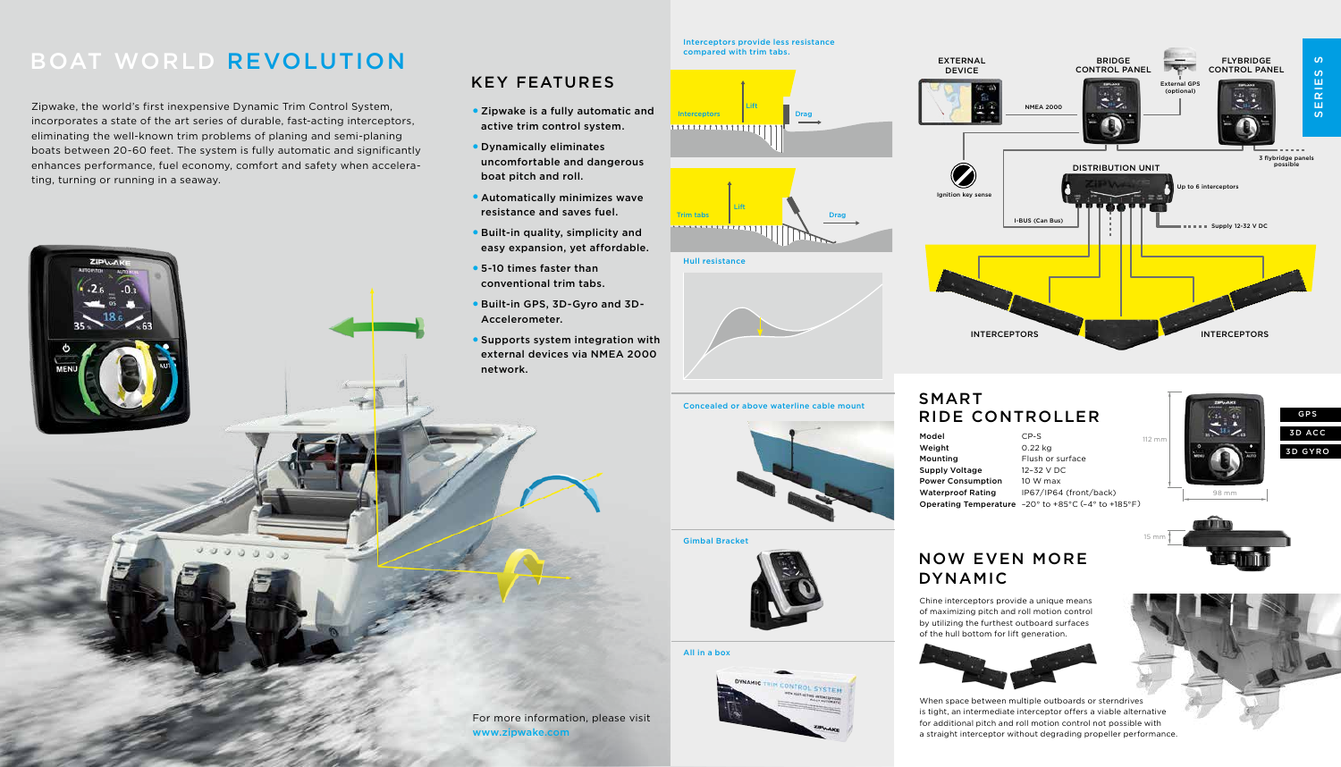# BOAT WORLD REVOLUTION

Zipwake, the world's first inexpensive Dynamic Trim Control System, incorporates a state of the art series of durable, fast-acting interceptors, eliminating the well-known trim problems of planing and semi-planing boats between 20-60 feet. The system is fully automatic and significantly enhances performance, fuel economy, comfort and safety when accelerating, turning or running in a seaway.

## KEY FEATURES

- Zipwake is a fully automatic and active trim control system.
- Dynamically eliminates uncomfortable and dangerous boat pitch and roll.
- Automatically minimizes wave resistance and saves fuel.
- Built-in quality, simplicity and easy expansion, yet affordable.
- 5-10 times faster than conventional trim tabs.
- Built-in GPS, 3D-Gyro and 3D-Accelerometer.
- Supports system integration with external devices via NMEA 2000 network.

For more information, please visit www.zipwake.com

Interceptors provide less resistance compared with trim tabs.

Interceptors
Lift
Drag

Trim tabs
Lift
Drag

Hull resistance

Concealed or above waterline cable mount

Gimbal Bracket

All in a box

EXTERNAL DEVICE
BRIDGE CONTROL PANEL
FLYBRIDGE CONTROL PANEL
External GPS (optional)
NMEA 2000
3 flybridge panels possible
DISTRIBUTION UNIT
Ignition key sense
Up to 6 interceptors
I-BUS (Can Bus)
Supply 12-32 V DC
INTERCEPTORS
INTERCEPTORS

SERIES S

## SMART RIDE CONTROLLER

| | |
|---|---|
| Model | CP-S |
| Weight | 0.22 kg |
| Mounting | Flush or surface |
| Supply Voltage | 12–32 V DC |
| Power Consumption | 10 W max |
| Waterproof Rating | IP67/IP64 (front/back) |
| Operating Temperature | -20° to +85°C (-4° to +185°F) |

112 mm
98 mm
15 mm

GPS
3D ACC
3D GYRO

## NOW EVEN MORE DYNAMIC

Chine interceptors provide a unique means of maximizing pitch and roll motion control by utilizing the furthest outboard surfaces of the hull bottom for lift generation.

When space between multiple outboards or sterndrives is tight, an intermediate interceptor offers a viable alternative for additional pitch and roll motion control not possible with a straight interceptor without degrading propeller performance.